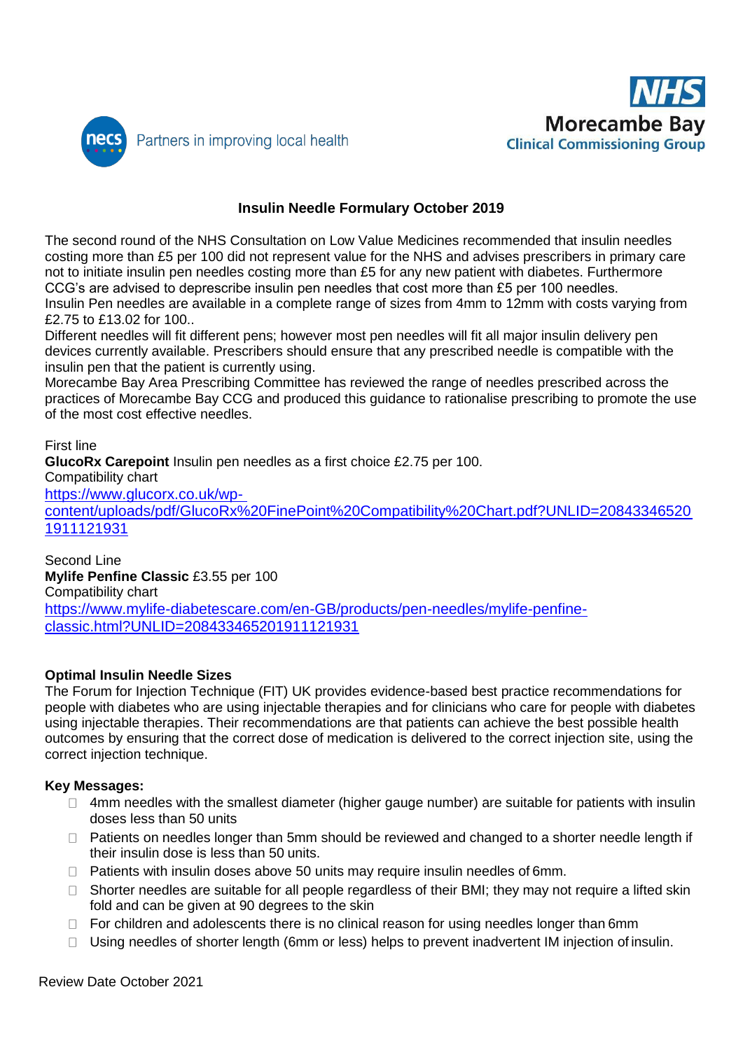necs Partners in improving local health

NHS Morecambe Bay Clinical Commissioning Group

## Insulin Needle Formulary October 2019

The second round of the NHS Consultation on Low Value Medicines recommended that insulin needles costing more than £5 per 100 did not represent value for the NHS and advises prescribers in primary care not to initiate insulin pen needles costing more than £5 for any new patient with diabetes. Furthermore CCG's are advised to deprescribe insulin pen needles that cost more than £5 per 100 needles.
Insulin Pen needles are available in a complete range of sizes from 4mm to 12mm with costs varying from £2.75 to £13.02 for 100..
Different needles will fit different pens; however most pen needles will fit all major insulin delivery pen devices currently available. Prescribers should ensure that any prescribed needle is compatible with the insulin pen that the patient is currently using.
Morecambe Bay Area Prescribing Committee has reviewed the range of needles prescribed across the practices of Morecambe Bay CCG and produced this guidance to rationalise prescribing to promote the use of the most cost effective needles.

First line
**GlucoRx Carepoint** Insulin pen needles as a first choice £2.75 per 100.
Compatibility chart
https://www.glucorx.co.uk/wp-content/uploads/pdf/GlucoRx%20FinePoint%20Compatibility%20Chart.pdf?UNLID=208433465201911121931

Second Line
**Mylife Penfine Classic** £3.55 per 100
Compatibility chart
https://www.mylife-diabetescare.com/en-GB/products/pen-needles/mylife-penfine-classic.html?UNLID=208433465201911121931

### Optimal Insulin Needle Sizes

The Forum for Injection Technique (FIT) UK provides evidence-based best practice recommendations for people with diabetes who are using injectable therapies and for clinicians who care for people with diabetes using injectable therapies. Their recommendations are that patients can achieve the best possible health outcomes by ensuring that the correct dose of medication is delivered to the correct injection site, using the correct injection technique.

### Key Messages:

- 4mm needles with the smallest diameter (higher gauge number) are suitable for patients with insulin doses less than 50 units
- Patients on needles longer than 5mm should be reviewed and changed to a shorter needle length if their insulin dose is less than 50 units.
- Patients with insulin doses above 50 units may require insulin needles of 6mm.
- Shorter needles are suitable for all people regardless of their BMI; they may not require a lifted skin fold and can be given at 90 degrees to the skin
- For children and adolescents there is no clinical reason for using needles longer than 6mm
- Using needles of shorter length (6mm or less) helps to prevent inadvertent IM injection of insulin.

Review Date October 2021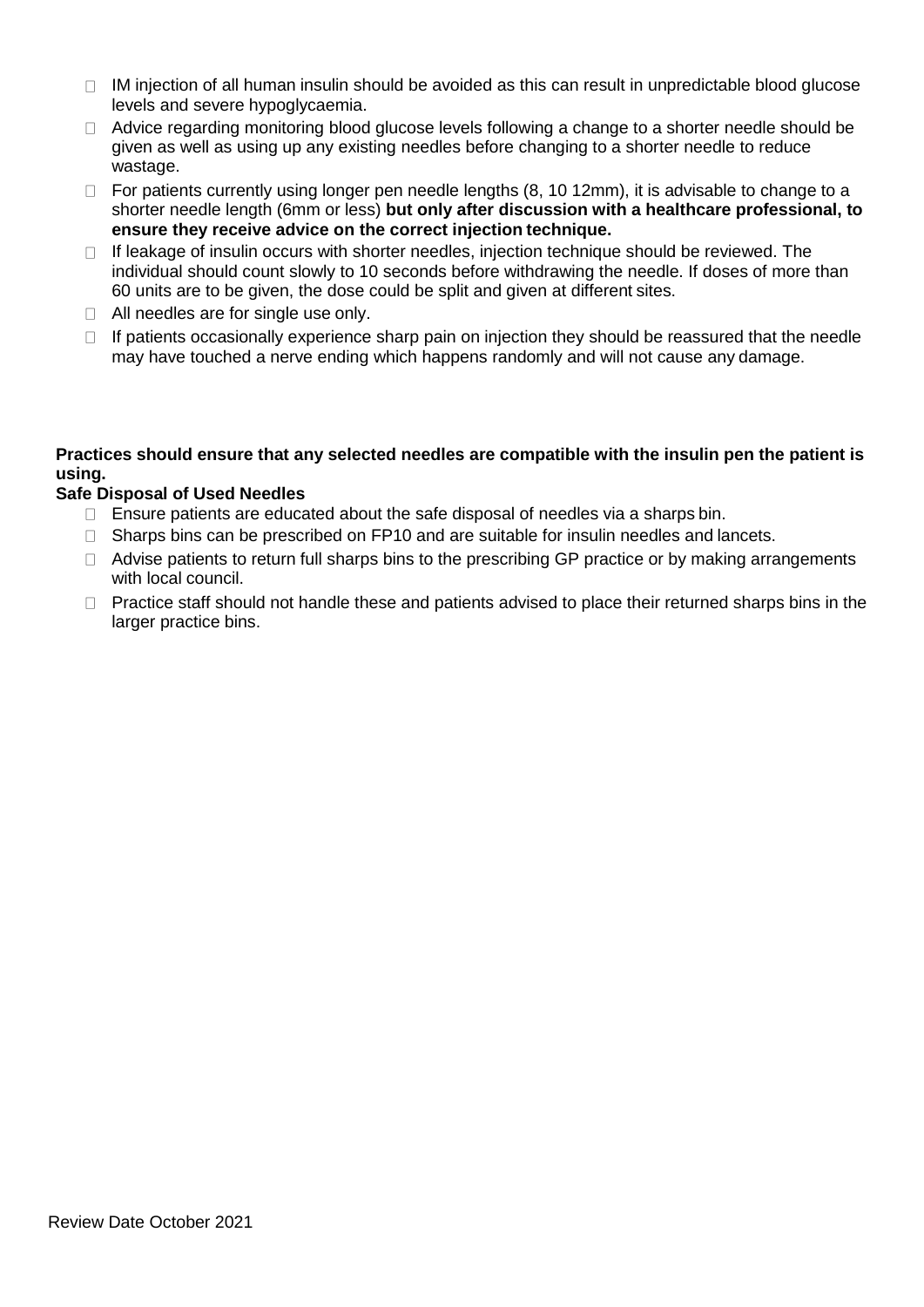- IM injection of all human insulin should be avoided as this can result in unpredictable blood glucose levels and severe hypoglycaemia.
- Advice regarding monitoring blood glucose levels following a change to a shorter needle should be given as well as using up any existing needles before changing to a shorter needle to reduce wastage.
- For patients currently using longer pen needle lengths (8, 10 12mm), it is advisable to change to a shorter needle length (6mm or less) **but only after discussion with a healthcare professional, to ensure they receive advice on the correct injection technique.**
- If leakage of insulin occurs with shorter needles, injection technique should be reviewed. The individual should count slowly to 10 seconds before withdrawing the needle. If doses of more than 60 units are to be given, the dose could be split and given at different sites.
- All needles are for single use only.
- If patients occasionally experience sharp pain on injection they should be reassured that the needle may have touched a nerve ending which happens randomly and will not cause any damage.

**Practices should ensure that any selected needles are compatible with the insulin pen the patient is using.**

**Safe Disposal of Used Needles**

- Ensure patients are educated about the safe disposal of needles via a sharps bin.
- Sharps bins can be prescribed on FP10 and are suitable for insulin needles and lancets.
- Advise patients to return full sharps bins to the prescribing GP practice or by making arrangements with local council.
- Practice staff should not handle these and patients advised to place their returned sharps bins in the larger practice bins.

Review Date October 2021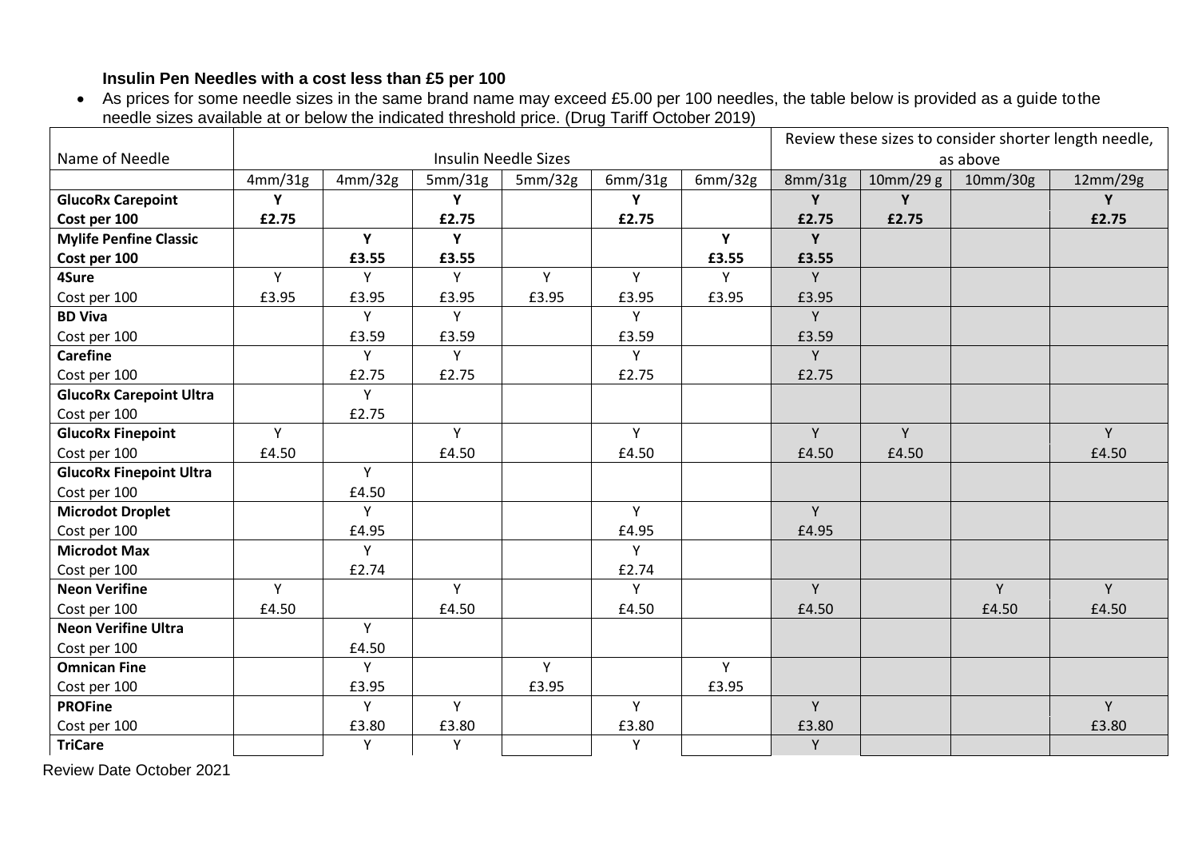**Insulin Pen Needles with a cost less than £5 per 100**

- As prices for some needle sizes in the same brand name may exceed £5.00 per 100 needles, the table below is provided as a guide to the needle sizes available at or below the indicated threshold price. (Drug Tariff October 2019)

| Name of Needle | Insulin Needle Sizes | | | | | | Review these sizes to consider shorter length needle, as above | | | |
|---|---|---|---|---|---|---|---|---|---|---|
| | 4mm/31g | 4mm/32g | 5mm/31g | 5mm/32g | 6mm/31g | 6mm/32g | 8mm/31g | 10mm/29 g | 10mm/30g | 12mm/29g |
| **GlucoRx Carepoint** | **Y** | | **Y** | | **Y** | | **Y** | **Y** | | **Y** |
| **Cost per 100** | **£2.75** | | **£2.75** | | **£2.75** | | **£2.75** | **£2.75** | | **£2.75** |
| **Mylife Penfine Classic** | | **Y** | **Y** | | | **Y** | **Y** | | | |
| **Cost per 100** | | **£3.55** | **£3.55** | | | **£3.55** | **£3.55** | | | |
| **4Sure** | Y | Y | Y | Y | Y | Y | Y | | | |
| Cost per 100 | £3.95 | £3.95 | £3.95 | £3.95 | £3.95 | £3.95 | £3.95 | | | |
| **BD Viva** | | Y | Y | | Y | | Y | | | |
| Cost per 100 | | £3.59 | £3.59 | | £3.59 | | £3.59 | | | |
| **Carefine** | | Y | Y | | Y | | Y | | | |
| Cost per 100 | | £2.75 | £2.75 | | £2.75 | | £2.75 | | | |
| **GlucoRx Carepoint Ultra** | | Y | | | | | | | | |
| Cost per 100 | | £2.75 | | | | | | | | |
| **GlucoRx Finepoint** | Y | | Y | | Y | | Y | Y | | Y |
| Cost per 100 | £4.50 | | £4.50 | | £4.50 | | £4.50 | £4.50 | | £4.50 |
| **GlucoRx Finepoint Ultra** | | Y | | | | | | | | |
| Cost per 100 | | £4.50 | | | | | | | | |
| **Microdot Droplet** | | Y | | | Y | | Y | | | |
| Cost per 100 | | £4.95 | | | £4.95 | | £4.95 | | | |
| **Microdot Max** | | Y | | | Y | | | | | |
| Cost per 100 | | £2.74 | | | £2.74 | | | | | |
| **Neon Verifine** | Y | | Y | | Y | | Y | | Y | Y |
| Cost per 100 | £4.50 | | £4.50 | | £4.50 | | £4.50 | | £4.50 | £4.50 |
| **Neon Verifine Ultra** | | Y | | | | | | | | |
| Cost per 100 | | £4.50 | | | | | | | | |
| **Omnican Fine** | | Y | | Y | | Y | | | | |
| Cost per 100 | | £3.95 | | £3.95 | | £3.95 | | | | |
| **PROFine** | | Y | Y | | Y | | Y | | | Y |
| Cost per 100 | | £3.80 | £3.80 | | £3.80 | | £3.80 | | | £3.80 |
| **TriCare** | | Y | Y | | Y | | Y | | | |

Review Date October 2021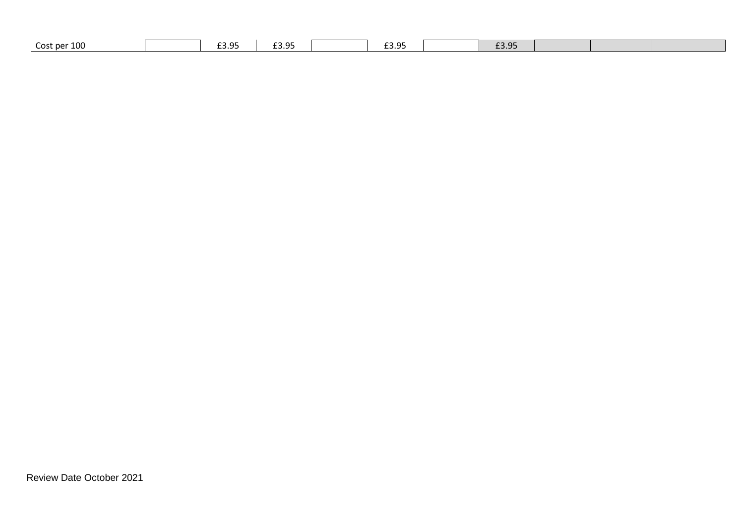| Cost per 100 | | £3.95 | £3.95 | | £3.95 | | £3.95 | | | |
|---|---|---|---|---|---|---|---|---|---|---|

Review Date October 2021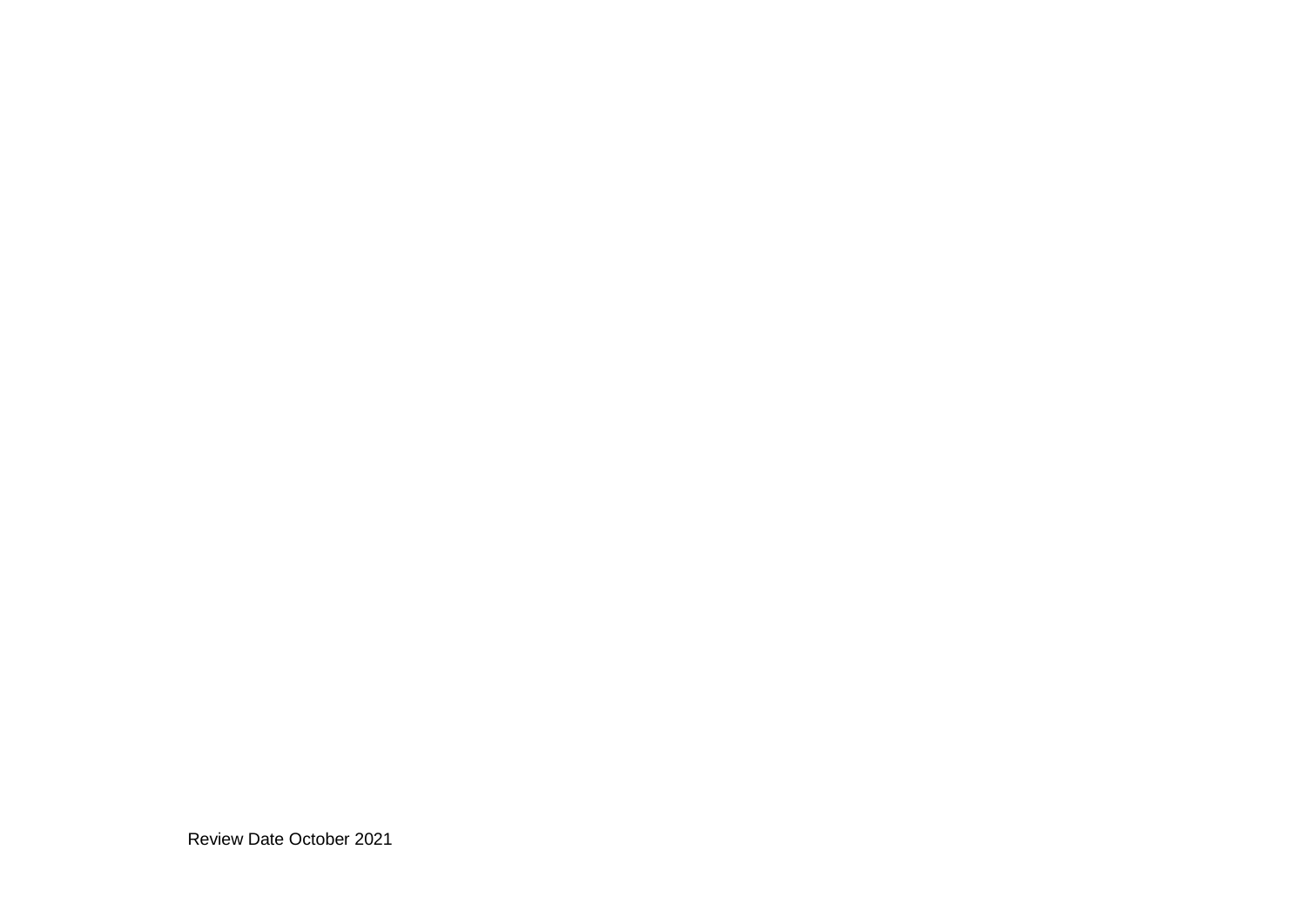Review Date October 2021